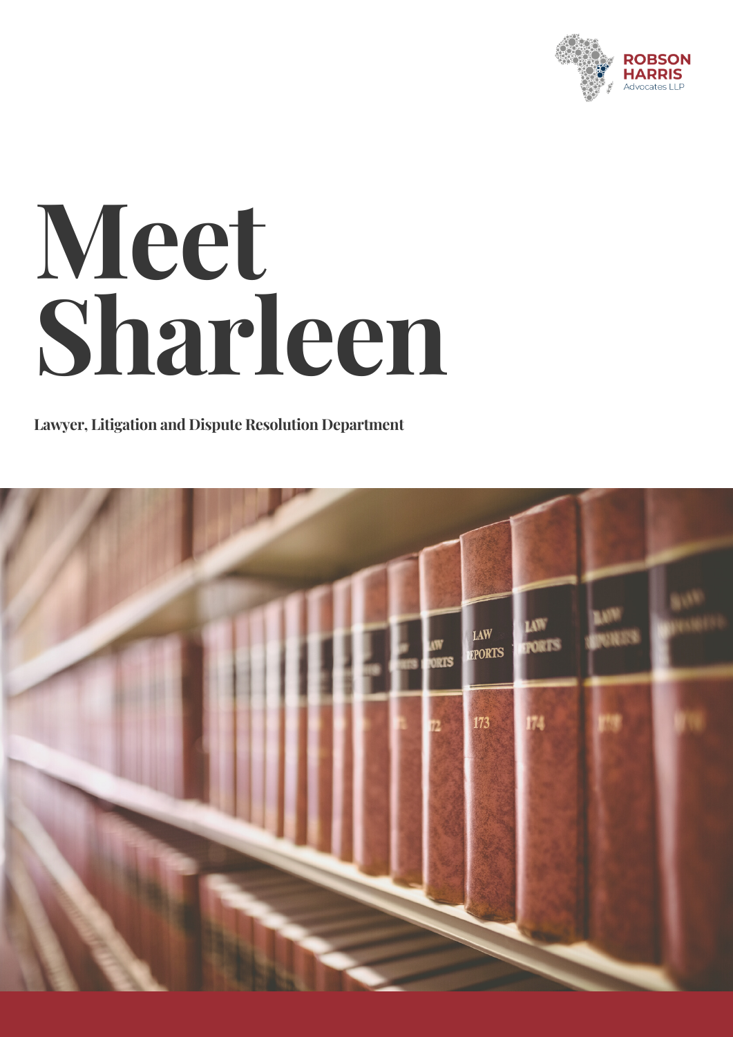ROBSON HARRIS
Advocates LLP

# Meet Sharleen

**Lawyer, Litigation and Dispute Resolution Department**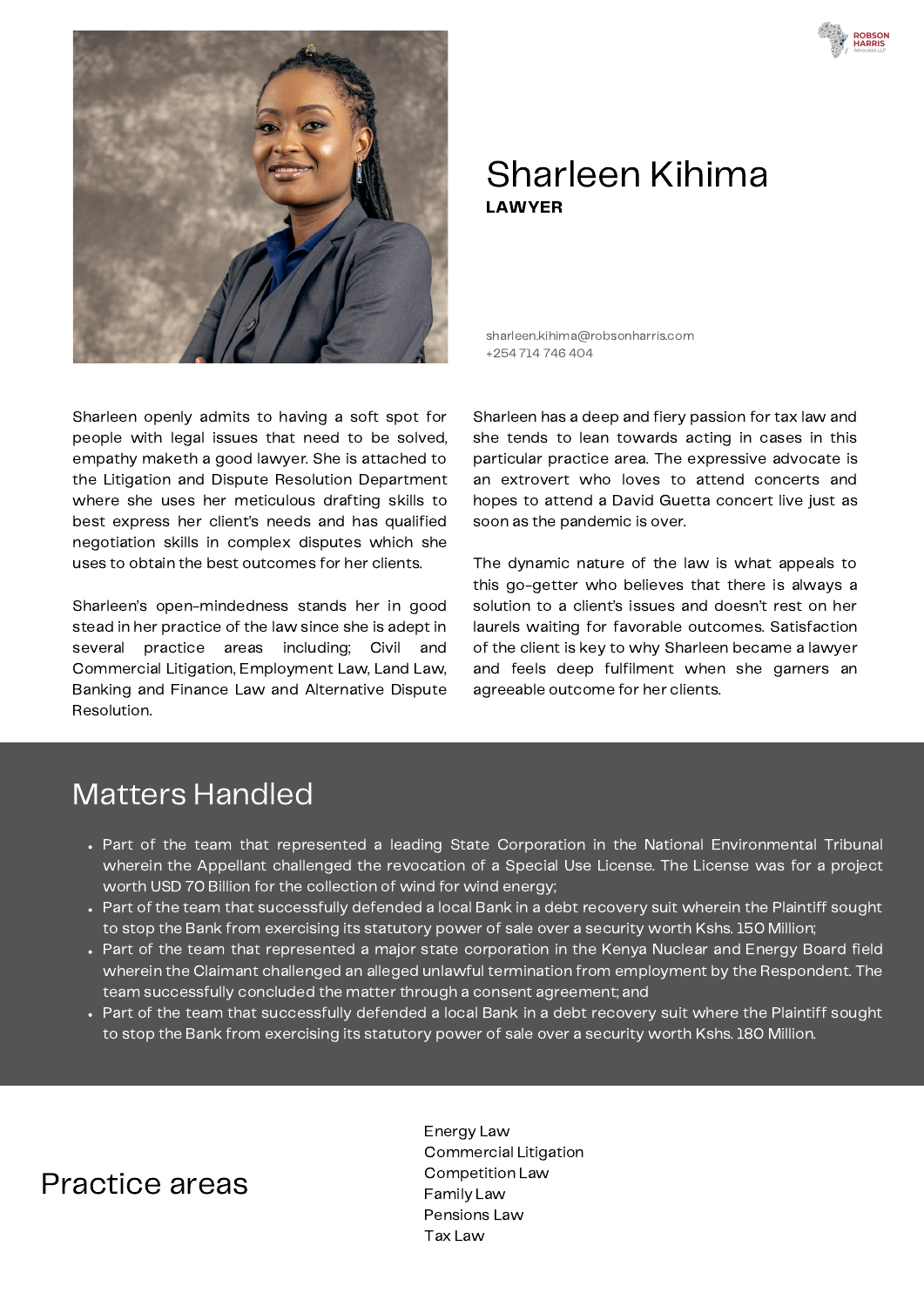# Sharleen Kihima

**LAWYER**

sharleen.kihima@robsonharris.com
+254 714 746 404

Sharleen openly admits to having a soft spot for people with legal issues that need to be solved, empathy maketh a good lawyer. She is attached to the Litigation and Dispute Resolution Department where she uses her meticulous drafting skills to best express her client's needs and has qualified negotiation skills in complex disputes which she uses to obtain the best outcomes for her clients.

Sharleen's open-mindedness stands her in good stead in her practice of the law since she is adept in several practice areas including; Civil and Commercial Litigation, Employment Law, Land Law, Banking and Finance Law and Alternative Dispute Resolution.

Sharleen has a deep and fiery passion for tax law and she tends to lean towards acting in cases in this particular practice area. The expressive advocate is an extrovert who loves to attend concerts and hopes to attend a David Guetta concert live just as soon as the pandemic is over.

The dynamic nature of the law is what appeals to this go-getter who believes that there is always a solution to a client's issues and doesn't rest on her laurels waiting for favorable outcomes. Satisfaction of the client is key to why Sharleen became a lawyer and feels deep fulfilment when she garners an agreeable outcome for her clients.

## Matters Handled

- Part of the team that represented a leading State Corporation in the National Environmental Tribunal wherein the Appellant challenged the revocation of a Special Use License. The License was for a project worth USD 70 Billion for the collection of wind for wind energy;
- Part of the team that successfully defended a local Bank in a debt recovery suit wherein the Plaintiff sought to stop the Bank from exercising its statutory power of sale over a security worth Kshs. 150 Million;
- Part of the team that represented a major state corporation in the Kenya Nuclear and Energy Board field wherein the Claimant challenged an alleged unlawful termination from employment by the Respondent. The team successfully concluded the matter through a consent agreement; and
- Part of the team that successfully defended a local Bank in a debt recovery suit where the Plaintiff sought to stop the Bank from exercising its statutory power of sale over a security worth Kshs. 180 Million.

## Practice areas

Energy Law
Commercial Litigation
Competition Law
Family Law
Pensions Law
Tax Law